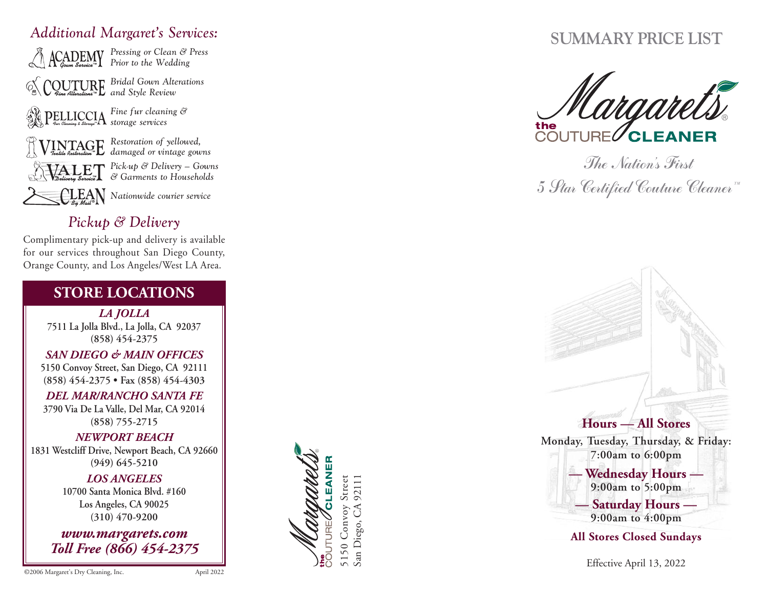## Additional Margaret's Services:

- **ACADEMY** Gown Service™ — *Pressing or Clean & Press Prior to the Wedding*
- **COUTURE** Fine Alterations™ — *Bridal Gown Alterations and Style Review*
- **PELLICCIA** Fur Cleaning & Storage™ — *Fine fur cleaning & storage services*
- **VINTAGE** Textile Restoration™ — *Restoration of yellowed, damaged or vintage gowns*
- **VALET** Delivery Service™ — *Pick-up & Delivery – Gowns & Garments to Households*
- **CLEAN** By Mail® — *Nationwide courier service*

## *Pickup & Delivery*

Complimentary pick-up and delivery is available for our services throughout San Diego County, Orange County, and Los Angeles/West LA Area.

## STORE LOCATIONS

***LA JOLLA***
**7511 La Jolla Blvd., La Jolla, CA 92037**
**(858) 454-2375**

***SAN DIEGO & MAIN OFFICES***
**5150 Convoy Street, San Diego, CA 92111**
**(858) 454-2375 • Fax (858) 454-4303**

***DEL MAR/RANCHO SANTA FE***
**3790 Via De La Valle, Del Mar, CA 92014**
**(858) 755-2715**

***NEWPORT BEACH***
**1831 Westcliff Drive, Newport Beach, CA 92660**
**(949) 645-5210**

***LOS ANGELES***
**10700 Santa Monica Blvd. #160**
**Los Angeles, CA 90025**
**(310) 470-9200**

***www.margarets.com***
***Toll Free (866) 454-2375***

©2006 Margaret's Dry Cleaning, Inc. April 2022

Margaret's® the COUTURE CLEANER
5150 Convoy Street
San Diego, CA 92111

# SUMMARY PRICE LIST

Margaret's® the COUTURE CLEANER

*The Nation's First 5 Star Certified Couture Cleaner™*

**Hours — All Stores**

**Monday, Tuesday, Thursday, & Friday:**
**7:00am to 6:00pm**

**— Wednesday Hours —**
**9:00am to 5:00pm**

**— Saturday Hours —**
**9:00am to 4:00pm**

**All Stores Closed Sundays**

Effective April 13, 2022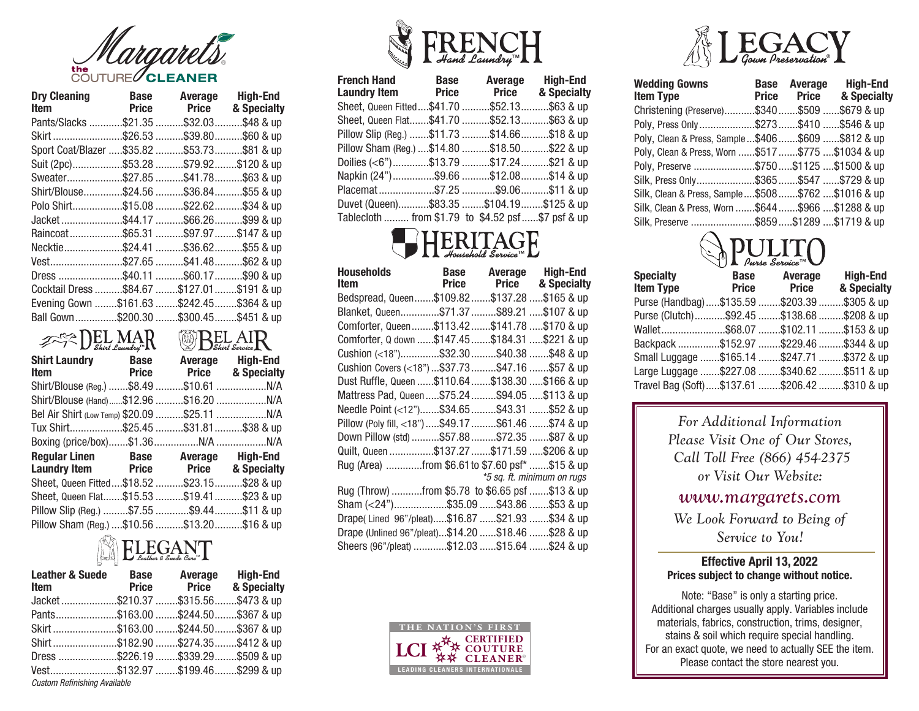# Margarets® the COUTURE CLEANER

| Dry Cleaning Item | Base Price | Average Price | High-End & Specialty |
|---|---|---|---|
| Pants/Slacks | $21.35 | $32.03 | $48 & up |
| Skirt | $26.53 | $39.80 | $60 & up |
| Sport Coat/Blazer | $35.82 | $53.73 | $81 & up |
| Suit (2pc) | $53.28 | $79.92 | $120 & up |
| Sweater | $27.85 | $41.78 | $63 & up |
| Shirt/Blouse | $24.56 | $36.84 | $55 & up |
| Polo Shirt | $15.08 | $22.62 | $34 & up |
| Jacket | $44.17 | $66.26 | $99 & up |
| Raincoat | $65.31 | $97.97 | $147 & up |
| Necktie | $24.41 | $36.62 | $55 & up |
| Vest | $27.65 | $41.48 | $62 & up |
| Dress | $40.11 | $60.17 | $90 & up |
| Cocktail Dress | $84.67 | $127.01 | $191 & up |
| Evening Gown | $161.63 | $242.45 | $364 & up |
| Ball Gown | $200.30 | $300.45 | $451 & up |

## DEL MAR Shirt Laundry™ / BEL AIR Shirt Service

| Shirt Laundry Item | Base Price | Average Price | High-End & Specialty |
|---|---|---|---|
| Shirt/Blouse (Reg.) | $8.49 | $10.61 | N/A |
| Shirt/Blouse (Hand) | $12.96 | $16.20 | N/A |
| Bel Air Shirt (Low Temp) | $20.09 | $25.11 | N/A |
| Tux Shirt | $25.45 | $31.81 | $38 & up |
| Boxing (price/box) | $1.36 | N/A | N/A |

| Regular Linen Laundry Item | Base Price | Average Price | High-End & Specialty |
|---|---|---|---|
| Sheet, Queen Fitted | $18.52 | $23.15 | $28 & up |
| Sheet, Queen Flat | $15.53 | $19.41 | $23 & up |
| Pillow Slip (Reg.) | $7.55 | $9.44 | $11 & up |
| Pillow Sham (Reg.) | $10.56 | $13.20 | $16 & up |

## ELEGANT Leather & Suede Care™

| Leather & Suede Item | Base Price | Average Price | High-End & Specialty |
|---|---|---|---|
| Jacket | $210.37 | $315.56 | $473 & up |
| Pants | $163.00 | $244.50 | $367 & up |
| Skirt | $163.00 | $244.50 | $367 & up |
| Shirt | $182.90 | $274.35 | $412 & up |
| Dress | $226.19 | $339.29 | $509 & up |
| Vest | $132.97 | $199.46 | $299 & up |

*Custom Refinishing Available*

## FRENCH Hand Laundry™

| French Hand Laundry Item | Base Price | Average Price | High-End & Specialty |
|---|---|---|---|
| Sheet, Queen Fitted | $41.70 | $52.13 | $63 & up |
| Sheet, Queen Flat | $41.70 | $52.13 | $63 & up |
| Pillow Slip (Reg.) | $11.73 | $14.66 | $18 & up |
| Pillow Sham (Reg.) | $14.80 | $18.50 | $22 & up |
| Doilies (<6") | $13.79 | $17.24 | $21 & up |
| Napkin (24") | $9.66 | $12.08 | $14 & up |
| Placemat | $7.25 | $9.06 | $11 & up |
| Duvet (Queen) | $83.35 | $104.19 | $125 & up |
| Tablecloth | from $1.79 | to $4.52 psf | $7 psf & up |

## HERITAGE Household Service™

| Households Item | Base Price | Average Price | High-End & Specialty |
|---|---|---|---|
| Bedspread, Queen | $109.82 | $137.28 | $165 & up |
| Blanket, Queen | $71.37 | $89.21 | $107 & up |
| Comforter, Queen | $113.42 | $141.78 | $170 & up |
| Comforter, Q down | $147.45 | $184.31 | $221 & up |
| Cushion (<18") | $32.30 | $40.38 | $48 & up |
| Cushion Covers (<18") | $37.73 | $47.16 | $57 & up |
| Dust Ruffle, Queen | $110.64 | $138.30 | $166 & up |
| Mattress Pad, Queen | $75.24 | $94.05 | $113 & up |
| Needle Point (<12") | $34.65 | $43.31 | $52 & up |
| Pillow (Poly fill, <18") | $49.17 | $61.46 | $74 & up |
| Down Pillow (std) | $57.88 | $72.35 | $87 & up |
| Quilt, Queen | $137.27 | $171.59 | $206 & up |
| Rug (Area) | from $6.61 | to $7.60 psf* | $15 & up |
| Rug (Throw) | from $5.78 | to $6.65 psf | $13 & up |
| Sham (<24") | $35.09 | $43.86 | $53 & up |
| Drape( Lined 96"/pleat) | $16.87 | $21.93 | $34 & up |
| Drape (Unlined 96"/pleat) | $14.20 | $18.46 | $28 & up |
| Sheers (96"/pleat) | $12.03 | $15.64 | $24 & up |

*\*5 sq. ft. minimum on rugs*

THE NATION'S FIRST
LCI CERTIFIED COUTURE CLEANER®
LEADING CLEANERS INTERNATIONALE

## LEGACY Gown Preservation®

| Wedding Gowns Item Type | Base Price | Average Price | High-End & Specialty |
|---|---|---|---|
| Christening (Preserve) | $340 | $509 | $679 & up |
| Poly, Press Only | $273 | $410 | $546 & up |
| Poly, Clean & Press, Sample | $406 | $609 | $812 & up |
| Poly, Clean & Press, Worn | $517 | $775 | $1034 & up |
| Poly, Preserve | $750 | $1125 | $1500 & up |
| Silk, Press Only | $365 | $547 | $729 & up |
| Silk, Clean & Press, Sample | $508 | $762 | $1016 & up |
| Silk, Clean & Press, Worn | $644 | $966 | $1288 & up |
| Silk, Preserve | $859 | $1289 | $1719 & up |

## PULITO Purse Service™

| Specialty Item Type | Base Price | Average Price | High-End & Specialty |
|---|---|---|---|
| Purse (Handbag) | $135.59 | $203.39 | $305 & up |
| Purse (Clutch) | $92.45 | $138.68 | $208 & up |
| Wallet | $68.07 | $102.11 | $153 & up |
| Backpack | $152.97 | $229.46 | $344 & up |
| Small Luggage | $165.14 | $247.71 | $372 & up |
| Large Luggage | $227.08 | $340.62 | $511 & up |
| Travel Bag (Soft) | $137.61 | $206.42 | $310 & up |

*For Additional Information*
*Please Visit One of Our Stores,*
*Call Toll Free (866) 454-2375*
*or Visit Our Website:*

*www.margarets.com*

*We Look Forward to Being of Service to You!*

**Effective April 13, 2022**
**Prices subject to change without notice.**

Note: "Base" is only a starting price. Additional charges usually apply. Variables include materials, fabrics, construction, trims, designer, stains & soil which require special handling. For an exact quote, we need to actually SEE the item. Please contact the store nearest you.